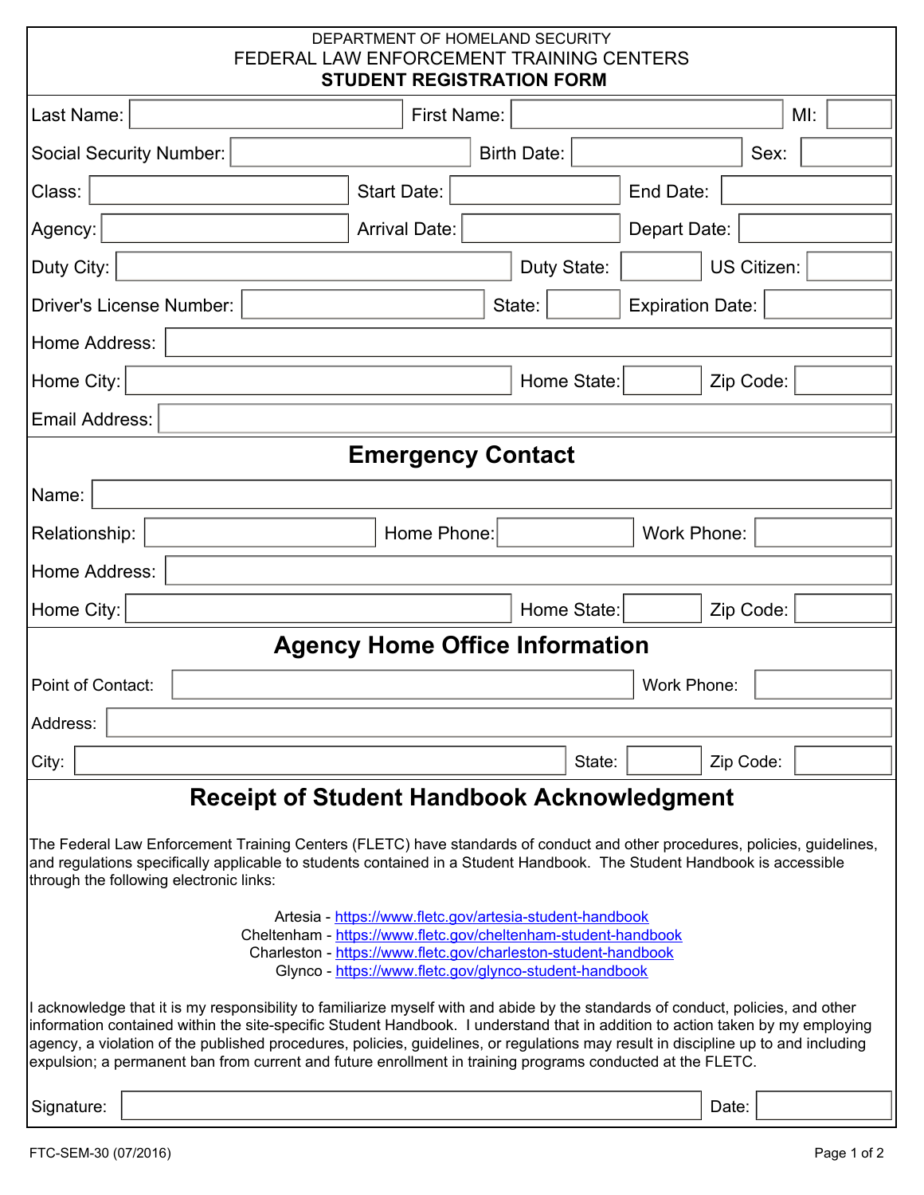DEPARTMENT OF HOMELAND SECURITY
FEDERAL LAW ENFORCEMENT TRAINING CENTERS

# STUDENT REGISTRATION FORM

| | | | | | |
|---|---|---|---|---|---|
| Last Name: | | First Name: | | MI: | |
| Social Security Number: | | Birth Date: | | Sex: | |
| Class: | | Start Date: | | End Date: | |
| Agency: | | Arrival Date: | | Depart Date: | |
| Duty City: | | Duty State: | | US Citizen: | |
| Driver's License Number: | | State: | | Expiration Date: | |
| Home Address: | | | | | |
| Home City: | | Home State: | | Zip Code: | |
| Email Address: | | | | | |

## Emergency Contact

| | | | | | |
|---|---|---|---|---|---|
| Name: | | | | | |
| Relationship: | | Home Phone: | | Work Phone: | |
| Home Address: | | | | | |
| Home City: | | Home State: | | Zip Code: | |

## Agency Home Office Information

| | | | | | |
|---|---|---|---|---|---|
| Point of Contact: | | Work Phone: | | | |
| Address: | | | | | |
| City: | | State: | | Zip Code: | |

## Receipt of Student Handbook Acknowledgment

The Federal Law Enforcement Training Centers (FLETC) have standards of conduct and other procedures, policies, guidelines, and regulations specifically applicable to students contained in a Student Handbook. The Student Handbook is accessible through the following electronic links:

Artesia - https://www.fletc.gov/artesia-student-handbook
Cheltenham - https://www.fletc.gov/cheltenham-student-handbook
Charleston - https://www.fletc.gov/charleston-student-handbook
Glynco - https://www.fletc.gov/glynco-student-handbook

I acknowledge that it is my responsibility to familiarize myself with and abide by the standards of conduct, policies, and other information contained within the site-specific Student Handbook. I understand that in addition to action taken by my employing agency, a violation of the published procedures, policies, guidelines, or regulations may result in discipline up to and including expulsion; a permanent ban from current and future enrollment in training programs conducted at the FLETC.

Signature: ______________________ Date: __________

FTC-SEM-30 (07/2016)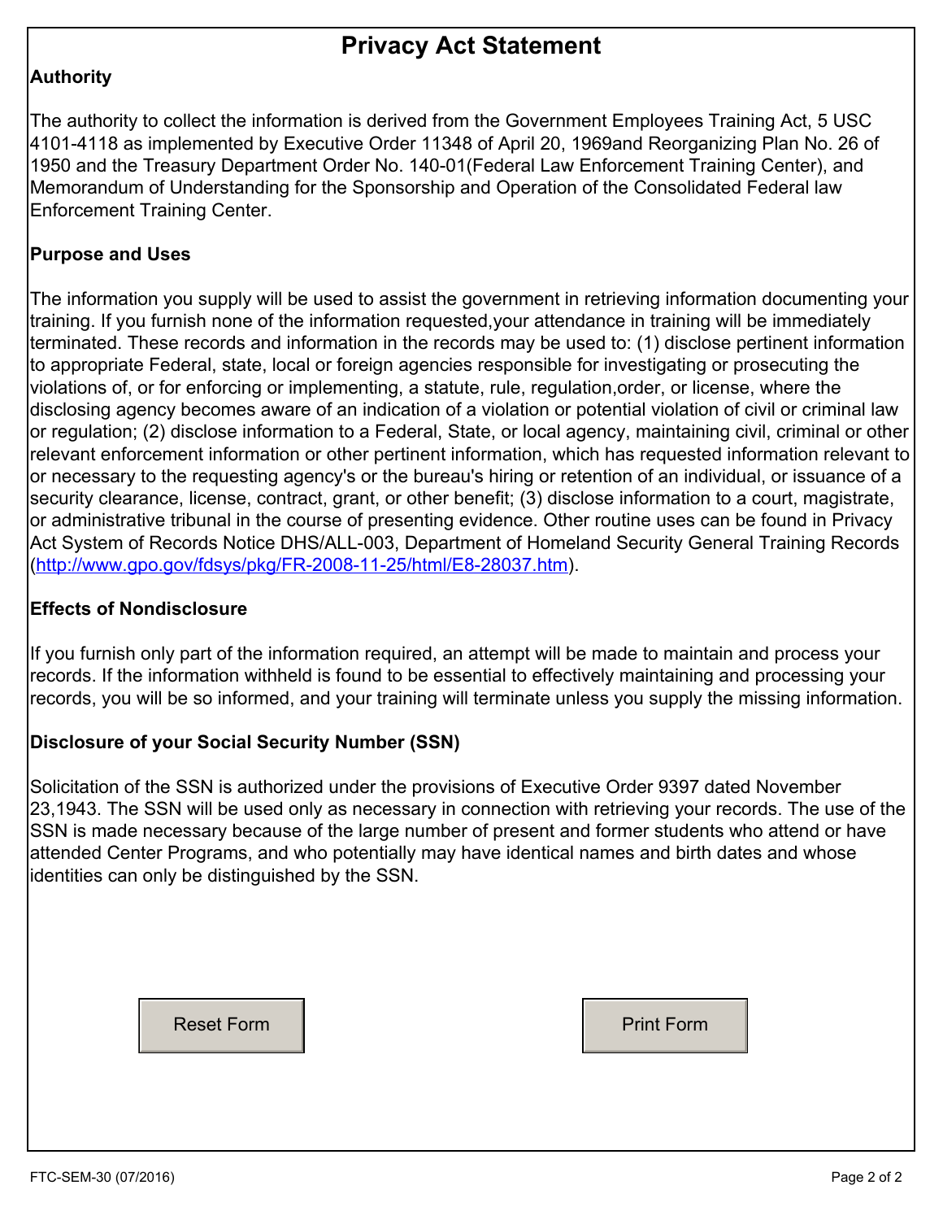# Privacy Act Statement

**Authority**

The authority to collect the information is derived from the Government Employees Training Act, 5 USC 4101-4118 as implemented by Executive Order 11348 of April 20, 1969and Reorganizing Plan No. 26 of 1950 and the Treasury Department Order No. 140-01(Federal Law Enforcement Training Center), and Memorandum of Understanding for the Sponsorship and Operation of the Consolidated Federal law Enforcement Training Center.

**Purpose and Uses**

The information you supply will be used to assist the government in retrieving information documenting your training. If you furnish none of the information requested,your attendance in training will be immediately terminated. These records and information in the records may be used to: (1) disclose pertinent information to appropriate Federal, state, local or foreign agencies responsible for investigating or prosecuting the violations of, or for enforcing or implementing, a statute, rule, regulation,order, or license, where the disclosing agency becomes aware of an indication of a violation or potential violation of civil or criminal law or regulation; (2) disclose information to a Federal, State, or local agency, maintaining civil, criminal or other relevant enforcement information or other pertinent information, which has requested information relevant to or necessary to the requesting agency's or the bureau's hiring or retention of an individual, or issuance of a security clearance, license, contract, grant, or other benefit; (3) disclose information to a court, magistrate, or administrative tribunal in the course of presenting evidence. Other routine uses can be found in Privacy Act System of Records Notice DHS/ALL-003, Department of Homeland Security General Training Records (http://www.gpo.gov/fdsys/pkg/FR-2008-11-25/html/E8-28037.htm).

**Effects of Nondisclosure**

If you furnish only part of the information required, an attempt will be made to maintain and process your records. If the information withheld is found to be essential to effectively maintaining and processing your records, you will be so informed, and your training will terminate unless you supply the missing information.

**Disclosure of your Social Security Number (SSN)**

Solicitation of the SSN is authorized under the provisions of Executive Order 9397 dated November 23,1943. The SSN will be used only as necessary in connection with retrieving your records. The use of the SSN is made necessary because of the large number of present and former students who attend or have attended Center Programs, and who potentially may have identical names and birth dates and whose identities can only be distinguished by the SSN.

Reset Form

Print Form

FTC-SEM-30 (07/2016)